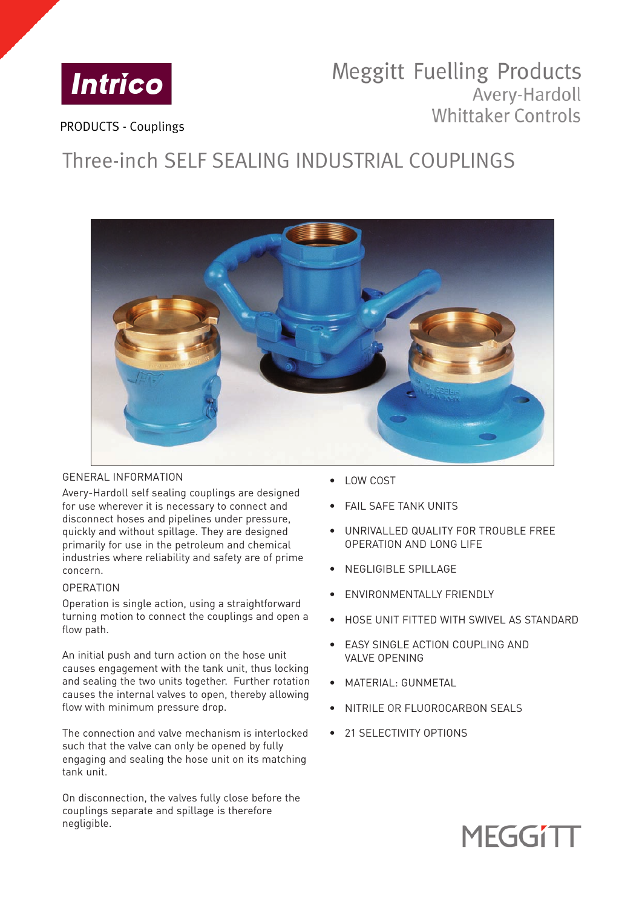Intrico

PRODUCTS - Couplings

Meggitt Fuelling Products
Avery-Hardoll
Whittaker Controls

# Three-inch SELF SEALING INDUSTRIAL COUPLINGS

## GENERAL INFORMATION

Avery-Hardoll self sealing couplings are designed for use wherever it is necessary to connect and disconnect hoses and pipelines under pressure, quickly and without spillage. They are designed primarily for use in the petroleum and chemical industries where reliability and safety are of prime concern.

## OPERATION

Operation is single action, using a straightforward turning motion to connect the couplings and open a flow path.

An initial push and turn action on the hose unit causes engagement with the tank unit, thus locking and sealing the two units together. Further rotation causes the internal valves to open, thereby allowing flow with minimum pressure drop.

The connection and valve mechanism is interlocked such that the valve can only be opened by fully engaging and sealing the hose unit on its matching tank unit.

On disconnection, the valves fully close before the couplings separate and spillage is therefore negligible.

- LOW COST
- FAIL SAFE TANK UNITS
- UNRIVALLED QUALITY FOR TROUBLE FREE OPERATION AND LONG LIFE
- NEGLIGIBLE SPILLAGE
- ENVIRONMENTALLY FRIENDLY
- HOSE UNIT FITTED WITH SWIVEL AS STANDARD
- EASY SINGLE ACTION COUPLING AND VALVE OPENING
- MATERIAL: GUNMETAL
- NITRILE OR FLUOROCARBON SEALS
- 21 SELECTIVITY OPTIONS

MEGGITT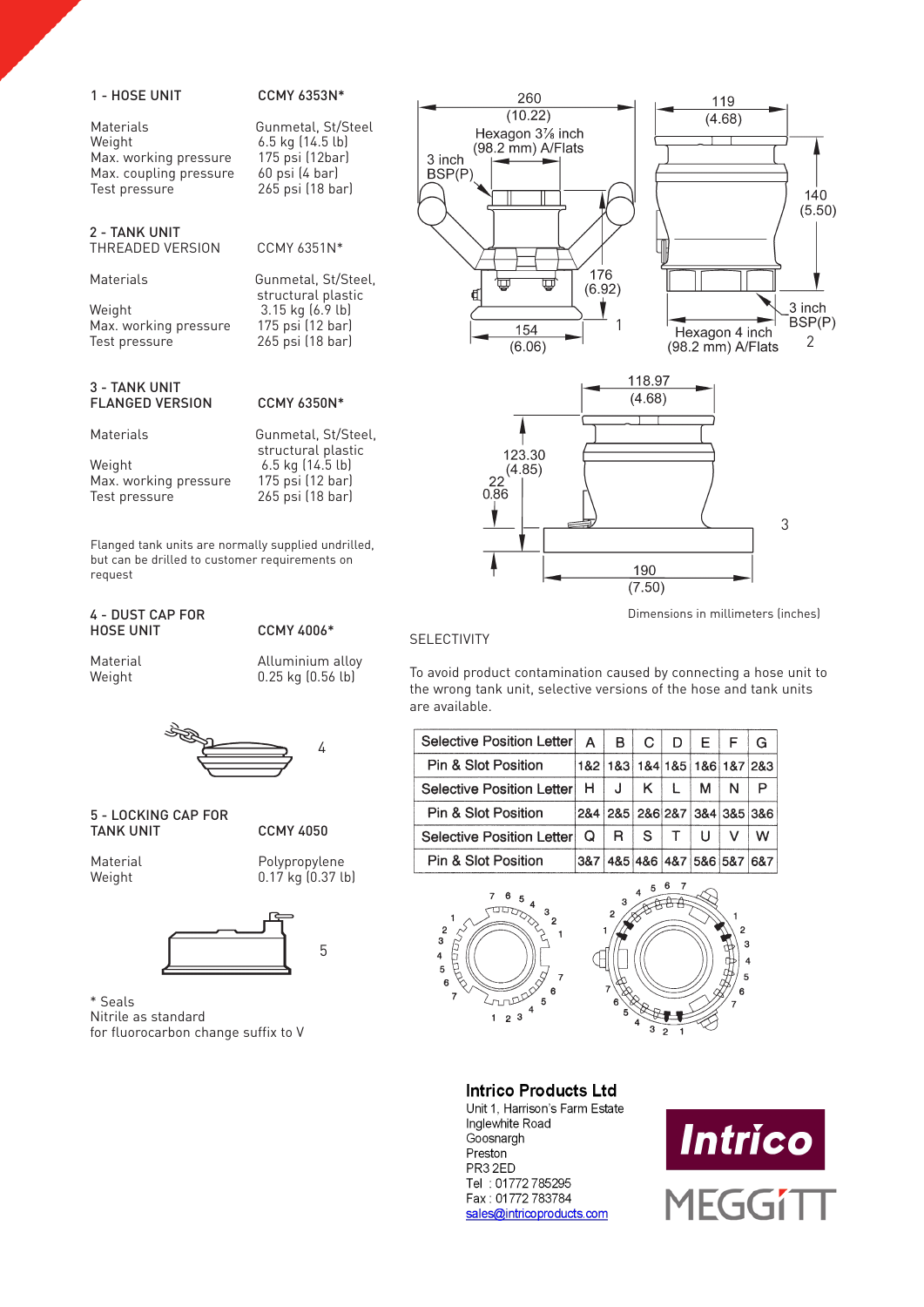## 1 - HOSE UNIT

CCMY 6353N*

| | |
|---|---|
| Materials | Gunmetal, St/Steel |
| Weight | 6.5 kg (14.5 lb) |
| Max. working pressure | 175 psi (12bar) |
| Max. coupling pressure | 60 psi (4 bar) |
| Test pressure | 265 psi (18 bar) |

## 2 - TANK UNIT THREADED VERSION

CCMY 6351N*

| | |
|---|---|
| Materials | Gunmetal, St/Steel, structural plastic |
| Weight | 3.15 kg (6.9 lb) |
| Max. working pressure | 175 psi (12 bar) |
| Test pressure | 265 psi (18 bar) |

## 3 - TANK UNIT FLANGED VERSION

CCMY 6350N*

| | |
|---|---|
| Materials | Gunmetal, St/Steel, structural plastic |
| Weight | 6.5 kg (14.5 lb) |
| Max. working pressure | 175 psi (12 bar) |
| Test pressure | 265 psi (18 bar) |

Flanged tank units are normally supplied undrilled, but can be drilled to customer requirements on request

## 4 - DUST CAP FOR HOSE UNIT

CCMY 4006*

| | |
|---|---|
| Material | Alluminium alloy |
| Weight | 0.25 kg (0.56 lb) |

4

## 5 - LOCKING CAP FOR TANK UNIT

CCMY 4050

| | |
|---|---|
| Material | Polypropylene |
| Weight | 0.17 kg (0.37 lb) |

5

\* Seals
Nitrile as standard
for fluorocarbon change suffix to V

260
(10.22)
Hexagon 3⅞ inch
(98.2 mm) A/Flats
3 inch
BSP(P)
176
(6.92)
154
(6.06)
1

119
(4.68)
140
(5.50)
3 inch
BSP(P)
Hexagon 4 inch
(98.2 mm) A/Flats
2

118.97
(4.68)
123.30
(4.85)
22
0.86
190
(7.50)
3

Dimensions in millimeters (inches)

## SELECTIVITY

To avoid product contamination caused by connecting a hose unit to the wrong tank unit, selective versions of the hose and tank units are available.

| | | | | | | | |
|---|---|---|---|---|---|---|---|
| Selective Position Letter | A | B | C | D | E | F | G |
| Pin & Slot Position | 1&2 | 1&3 | 1&4 | 1&5 | 1&6 | 1&7 | 2&3 |
| Selective Position Letter | H | J | K | L | M | N | P |
| Pin & Slot Position | 2&4 | 2&5 | 2&6 | 2&7 | 3&4 | 3&5 | 3&6 |
| Selective Position Letter | Q | R | S | T | U | V | W |
| Pin & Slot Position | 3&7 | 4&5 | 4&6 | 4&7 | 5&6 | 5&7 | 6&7 |

**Intrico Products Ltd**
Unit 1, Harrison's Farm Estate
Inglewhite Road
Goosnargh
Preston
PR3 2ED
Tel : 01772 785295
Fax : 01772 783784
sales@intricoproducts.com

Intrico
MEGGITT